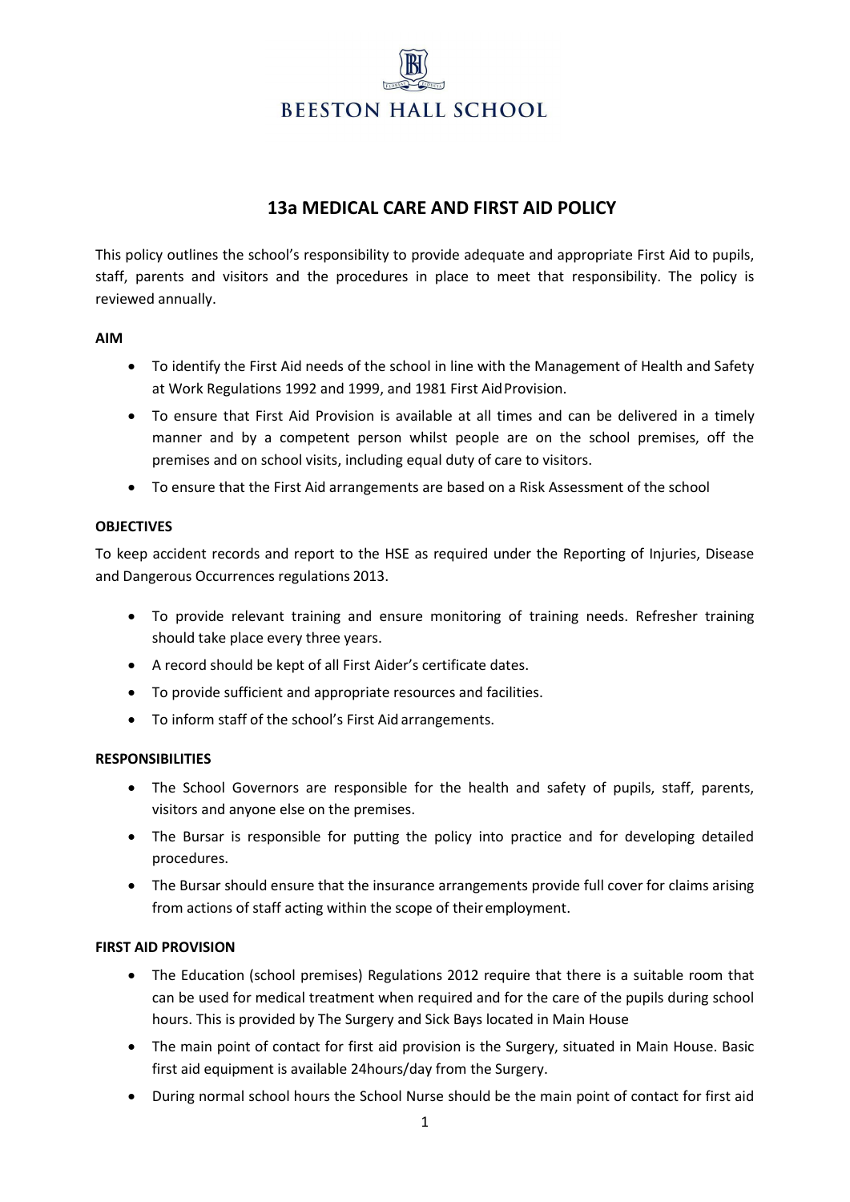# BEESTON HALL SCHOOL

## 13a MEDICAL CARE AND FIRST AID POLICY

This policy outlines the school's responsibility to provide adequate and appropriate First Aid to pupils, staff, parents and visitors and the procedures in place to meet that responsibility. The policy is reviewed annually.

**AIM**

- To identify the First Aid needs of the school in line with the Management of Health and Safety at Work Regulations 1992 and 1999, and 1981 First Aid Provision.
- To ensure that First Aid Provision is available at all times and can be delivered in a timely manner and by a competent person whilst people are on the school premises, off the premises and on school visits, including equal duty of care to visitors.
- To ensure that the First Aid arrangements are based on a Risk Assessment of the school

**OBJECTIVES**

To keep accident records and report to the HSE as required under the Reporting of Injuries, Disease and Dangerous Occurrences regulations 2013.

- To provide relevant training and ensure monitoring of training needs. Refresher training should take place every three years.
- A record should be kept of all First Aider's certificate dates.
- To provide sufficient and appropriate resources and facilities.
- To inform staff of the school's First Aid arrangements.

**RESPONSIBILITIES**

- The School Governors are responsible for the health and safety of pupils, staff, parents, visitors and anyone else on the premises.
- The Bursar is responsible for putting the policy into practice and for developing detailed procedures.
- The Bursar should ensure that the insurance arrangements provide full cover for claims arising from actions of staff acting within the scope of their employment.

**FIRST AID PROVISION**

- The Education (school premises) Regulations 2012 require that there is a suitable room that can be used for medical treatment when required and for the care of the pupils during school hours. This is provided by The Surgery and Sick Bays located in Main House
- The main point of contact for first aid provision is the Surgery, situated in Main House. Basic first aid equipment is available 24hours/day from the Surgery.
- During normal school hours the School Nurse should be the main point of contact for first aid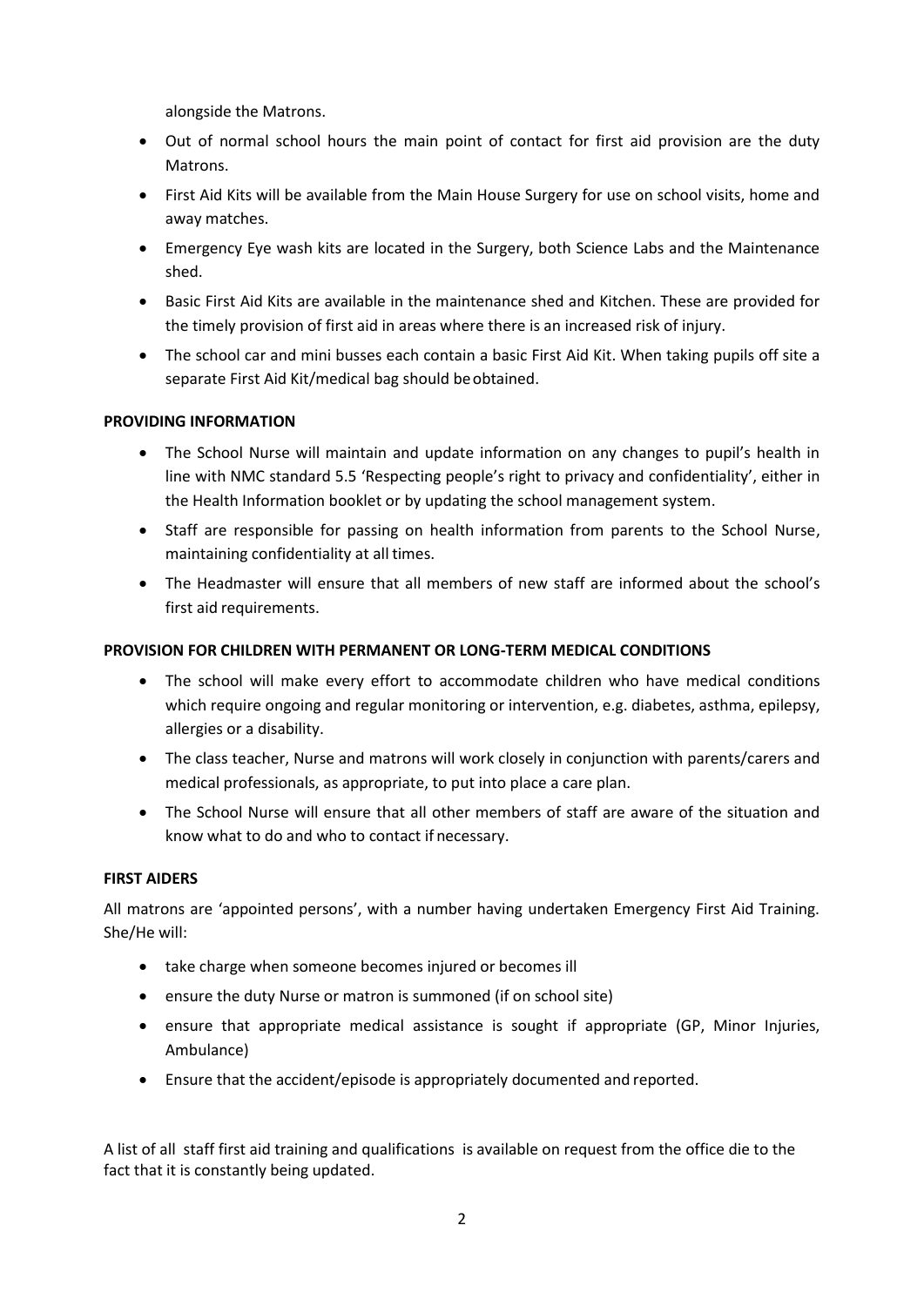alongside the Matrons.

- Out of normal school hours the main point of contact for first aid provision are the duty Matrons.
- First Aid Kits will be available from the Main House Surgery for use on school visits, home and away matches.
- Emergency Eye wash kits are located in the Surgery, both Science Labs and the Maintenance shed.
- Basic First Aid Kits are available in the maintenance shed and Kitchen. These are provided for the timely provision of first aid in areas where there is an increased risk of injury.
- The school car and mini busses each contain a basic First Aid Kit. When taking pupils off site a separate First Aid Kit/medical bag should be obtained.

**PROVIDING INFORMATION**

- The School Nurse will maintain and update information on any changes to pupil's health in line with NMC standard 5.5 'Respecting people's right to privacy and confidentiality', either in the Health Information booklet or by updating the school management system.
- Staff are responsible for passing on health information from parents to the School Nurse, maintaining confidentiality at all times.
- The Headmaster will ensure that all members of new staff are informed about the school's first aid requirements.

**PROVISION FOR CHILDREN WITH PERMANENT OR LONG-TERM MEDICAL CONDITIONS**

- The school will make every effort to accommodate children who have medical conditions which require ongoing and regular monitoring or intervention, e.g. diabetes, asthma, epilepsy, allergies or a disability.
- The class teacher, Nurse and matrons will work closely in conjunction with parents/carers and medical professionals, as appropriate, to put into place a care plan.
- The School Nurse will ensure that all other members of staff are aware of the situation and know what to do and who to contact if necessary.

**FIRST AIDERS**

All matrons are 'appointed persons', with a number having undertaken Emergency First Aid Training. She/He will:

- take charge when someone becomes injured or becomes ill
- ensure the duty Nurse or matron is summoned (if on school site)
- ensure that appropriate medical assistance is sought if appropriate (GP, Minor Injuries, Ambulance)
- Ensure that the accident/episode is appropriately documented and reported.

A list of all staff first aid training and qualifications is available on request from the office die to the fact that it is constantly being updated.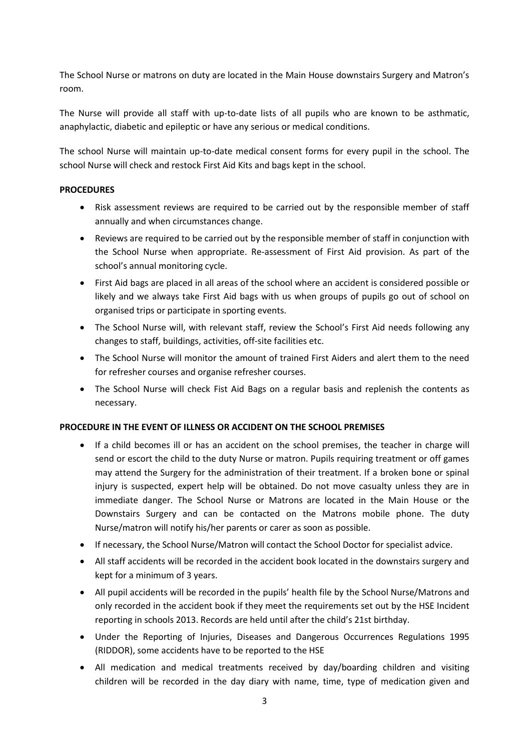The School Nurse or matrons on duty are located in the Main House downstairs Surgery and Matron's room.

The Nurse will provide all staff with up-to-date lists of all pupils who are known to be asthmatic, anaphylactic, diabetic and epileptic or have any serious or medical conditions.

The school Nurse will maintain up-to-date medical consent forms for every pupil in the school. The school Nurse will check and restock First Aid Kits and bags kept in the school.

**PROCEDURES**

- Risk assessment reviews are required to be carried out by the responsible member of staff annually and when circumstances change.
- Reviews are required to be carried out by the responsible member of staff in conjunction with the School Nurse when appropriate. Re-assessment of First Aid provision. As part of the school's annual monitoring cycle.
- First Aid bags are placed in all areas of the school where an accident is considered possible or likely and we always take First Aid bags with us when groups of pupils go out of school on organised trips or participate in sporting events.
- The School Nurse will, with relevant staff, review the School's First Aid needs following any changes to staff, buildings, activities, off-site facilities etc.
- The School Nurse will monitor the amount of trained First Aiders and alert them to the need for refresher courses and organise refresher courses.
- The School Nurse will check Fist Aid Bags on a regular basis and replenish the contents as necessary.

**PROCEDURE IN THE EVENT OF ILLNESS OR ACCIDENT ON THE SCHOOL PREMISES**

- If a child becomes ill or has an accident on the school premises, the teacher in charge will send or escort the child to the duty Nurse or matron. Pupils requiring treatment or off games may attend the Surgery for the administration of their treatment. If a broken bone or spinal injury is suspected, expert help will be obtained. Do not move casualty unless they are in immediate danger. The School Nurse or Matrons are located in the Main House or the Downstairs Surgery and can be contacted on the Matrons mobile phone. The duty Nurse/matron will notify his/her parents or carer as soon as possible.
- If necessary, the School Nurse/Matron will contact the School Doctor for specialist advice.
- All staff accidents will be recorded in the accident book located in the downstairs surgery and kept for a minimum of 3 years.
- All pupil accidents will be recorded in the pupils' health file by the School Nurse/Matrons and only recorded in the accident book if they meet the requirements set out by the HSE Incident reporting in schools 2013. Records are held until after the child's 21st birthday.
- Under the Reporting of Injuries, Diseases and Dangerous Occurrences Regulations 1995 (RIDDOR), some accidents have to be reported to the HSE
- All medication and medical treatments received by day/boarding children and visiting children will be recorded in the day diary with name, time, type of medication given and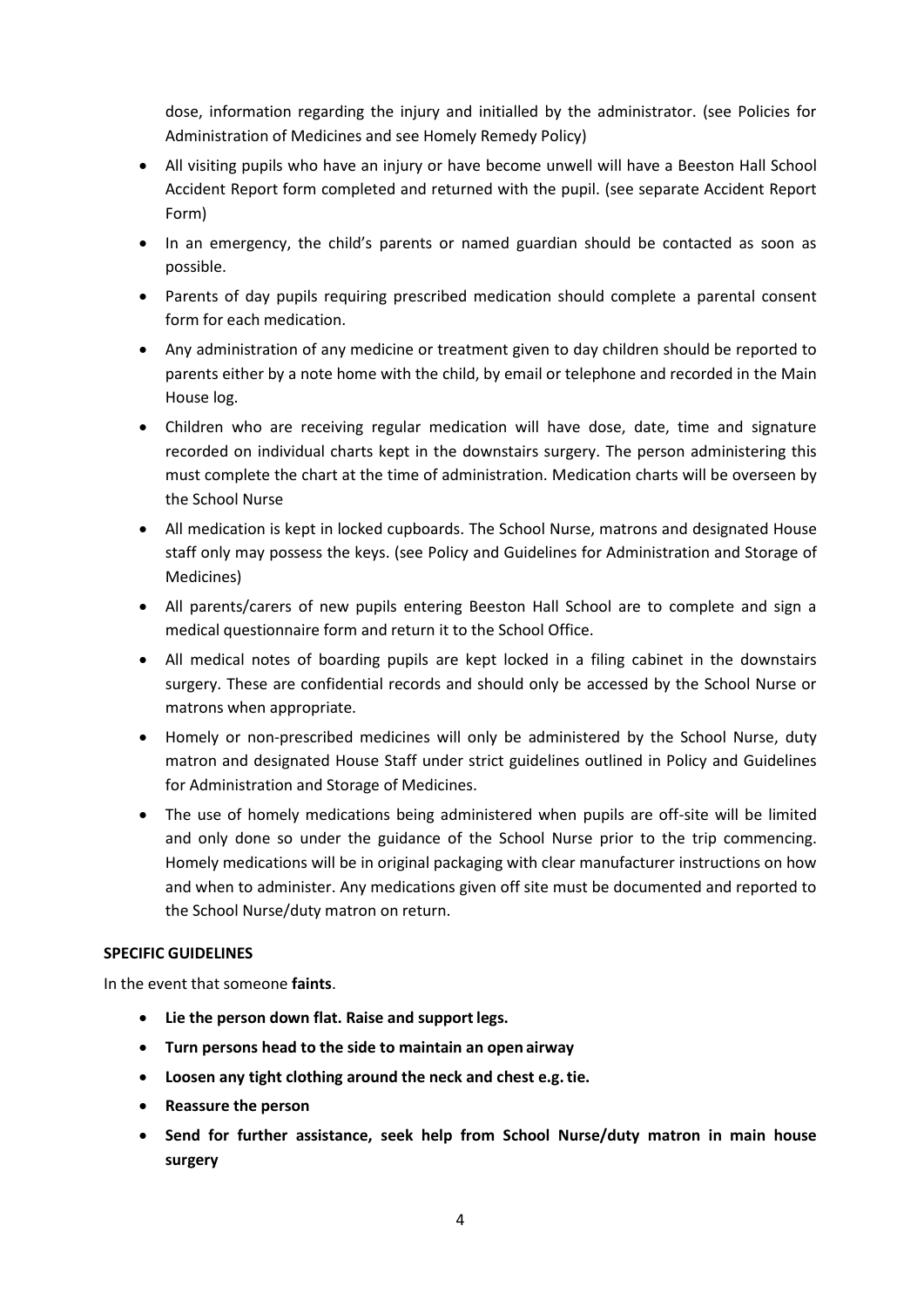dose, information regarding the injury and initialled by the administrator. (see Policies for Administration of Medicines and see Homely Remedy Policy)

- All visiting pupils who have an injury or have become unwell will have a Beeston Hall School Accident Report form completed and returned with the pupil. (see separate Accident Report Form)
- In an emergency, the child's parents or named guardian should be contacted as soon as possible.
- Parents of day pupils requiring prescribed medication should complete a parental consent form for each medication.
- Any administration of any medicine or treatment given to day children should be reported to parents either by a note home with the child, by email or telephone and recorded in the Main House log.
- Children who are receiving regular medication will have dose, date, time and signature recorded on individual charts kept in the downstairs surgery. The person administering this must complete the chart at the time of administration. Medication charts will be overseen by the School Nurse
- All medication is kept in locked cupboards. The School Nurse, matrons and designated House staff only may possess the keys. (see Policy and Guidelines for Administration and Storage of Medicines)
- All parents/carers of new pupils entering Beeston Hall School are to complete and sign a medical questionnaire form and return it to the School Office.
- All medical notes of boarding pupils are kept locked in a filing cabinet in the downstairs surgery. These are confidential records and should only be accessed by the School Nurse or matrons when appropriate.
- Homely or non-prescribed medicines will only be administered by the School Nurse, duty matron and designated House Staff under strict guidelines outlined in Policy and Guidelines for Administration and Storage of Medicines.
- The use of homely medications being administered when pupils are off-site will be limited and only done so under the guidance of the School Nurse prior to the trip commencing. Homely medications will be in original packaging with clear manufacturer instructions on how and when to administer. Any medications given off site must be documented and reported to the School Nurse/duty matron on return.

**SPECIFIC GUIDELINES**

In the event that someone **faints**.

- **Lie the person down flat. Raise and support legs.**
- **Turn persons head to the side to maintain an open airway**
- **Loosen any tight clothing around the neck and chest e.g. tie.**
- **Reassure the person**
- **Send for further assistance, seek help from School Nurse/duty matron in main house surgery**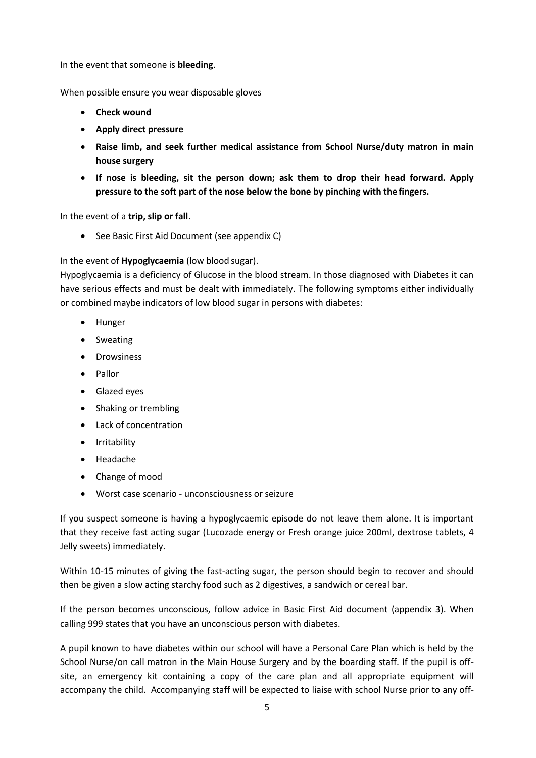In the event that someone is **bleeding**.

When possible ensure you wear disposable gloves

- **Check wound**
- **Apply direct pressure**
- **Raise limb, and seek further medical assistance from School Nurse/duty matron in main house surgery**
- **If nose is bleeding, sit the person down; ask them to drop their head forward. Apply pressure to the soft part of the nose below the bone by pinching with the fingers.**

In the event of a **trip, slip or fall**.

- See Basic First Aid Document (see appendix C)

In the event of **Hypoglycaemia** (low blood sugar).
Hypoglycaemia is a deficiency of Glucose in the blood stream. In those diagnosed with Diabetes it can have serious effects and must be dealt with immediately. The following symptoms either individually or combined maybe indicators of low blood sugar in persons with diabetes:

- Hunger
- Sweating
- Drowsiness
- Pallor
- Glazed eyes
- Shaking or trembling
- Lack of concentration
- Irritability
- Headache
- Change of mood
- Worst case scenario - unconsciousness or seizure

If you suspect someone is having a hypoglycaemic episode do not leave them alone. It is important that they receive fast acting sugar (Lucozade energy or Fresh orange juice 200ml, dextrose tablets, 4 Jelly sweets) immediately.

Within 10-15 minutes of giving the fast-acting sugar, the person should begin to recover and should then be given a slow acting starchy food such as 2 digestives, a sandwich or cereal bar.

If the person becomes unconscious, follow advice in Basic First Aid document (appendix 3). When calling 999 states that you have an unconscious person with diabetes.

A pupil known to have diabetes within our school will have a Personal Care Plan which is held by the School Nurse/on call matron in the Main House Surgery and by the boarding staff. If the pupil is off-site, an emergency kit containing a copy of the care plan and all appropriate equipment will accompany the child. Accompanying staff will be expected to liaise with school Nurse prior to any off-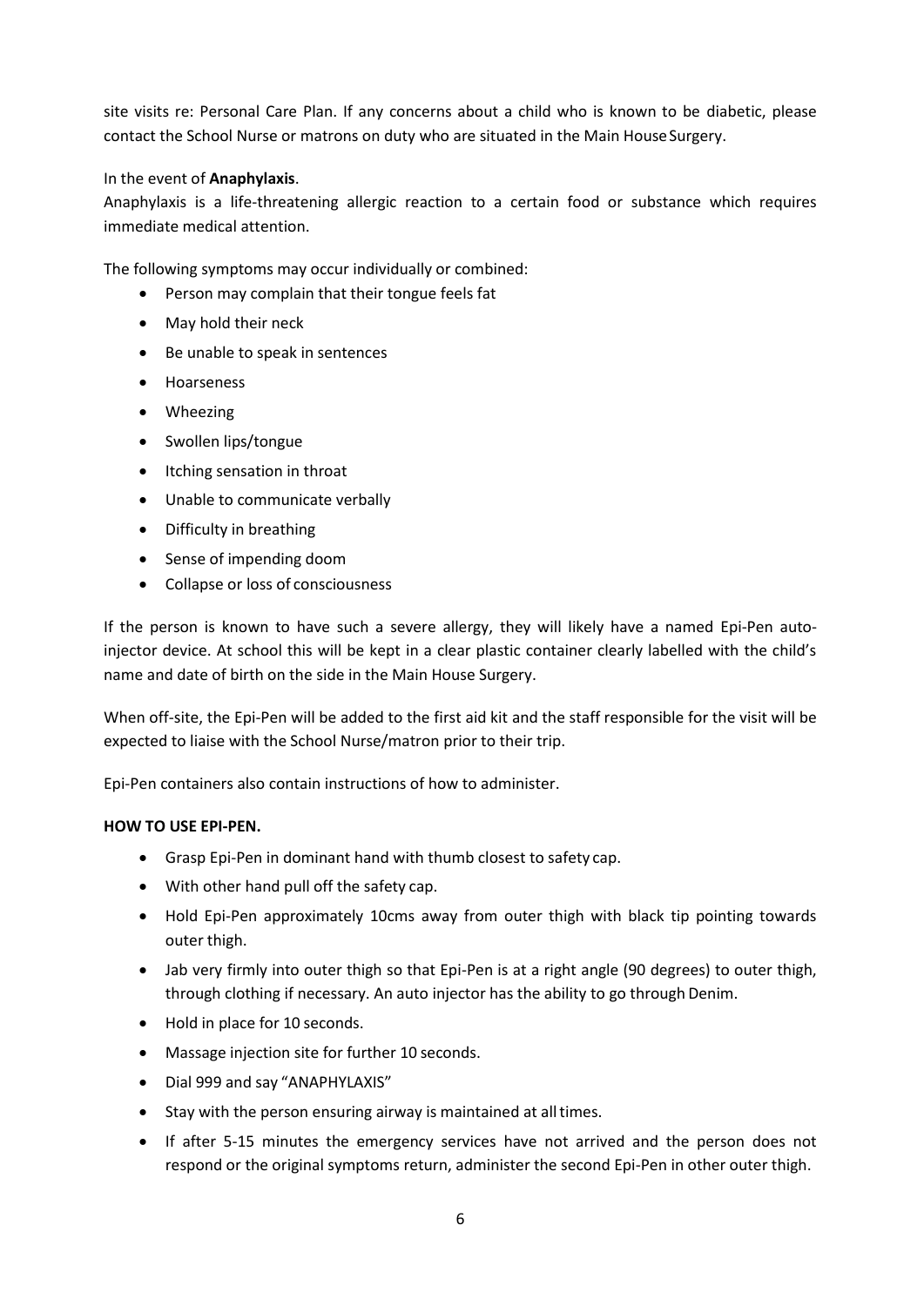site visits re: Personal Care Plan. If any concerns about a child who is known to be diabetic, please contact the School Nurse or matrons on duty who are situated in the Main House Surgery.

In the event of **Anaphylaxis**.

Anaphylaxis is a life-threatening allergic reaction to a certain food or substance which requires immediate medical attention.

The following symptoms may occur individually or combined:

- Person may complain that their tongue feels fat
- May hold their neck
- Be unable to speak in sentences
- Hoarseness
- Wheezing
- Swollen lips/tongue
- Itching sensation in throat
- Unable to communicate verbally
- Difficulty in breathing
- Sense of impending doom
- Collapse or loss of consciousness

If the person is known to have such a severe allergy, they will likely have a named Epi-Pen auto-injector device. At school this will be kept in a clear plastic container clearly labelled with the child's name and date of birth on the side in the Main House Surgery.

When off-site, the Epi-Pen will be added to the first aid kit and the staff responsible for the visit will be expected to liaise with the School Nurse/matron prior to their trip.

Epi-Pen containers also contain instructions of how to administer.

**HOW TO USE EPI-PEN.**

- Grasp Epi-Pen in dominant hand with thumb closest to safety cap.
- With other hand pull off the safety cap.
- Hold Epi-Pen approximately 10cms away from outer thigh with black tip pointing towards outer thigh.
- Jab very firmly into outer thigh so that Epi-Pen is at a right angle (90 degrees) to outer thigh, through clothing if necessary. An auto injector has the ability to go through Denim.
- Hold in place for 10 seconds.
- Massage injection site for further 10 seconds.
- Dial 999 and say "ANAPHYLAXIS"
- Stay with the person ensuring airway is maintained at all times.
- If after 5-15 minutes the emergency services have not arrived and the person does not respond or the original symptoms return, administer the second Epi-Pen in other outer thigh.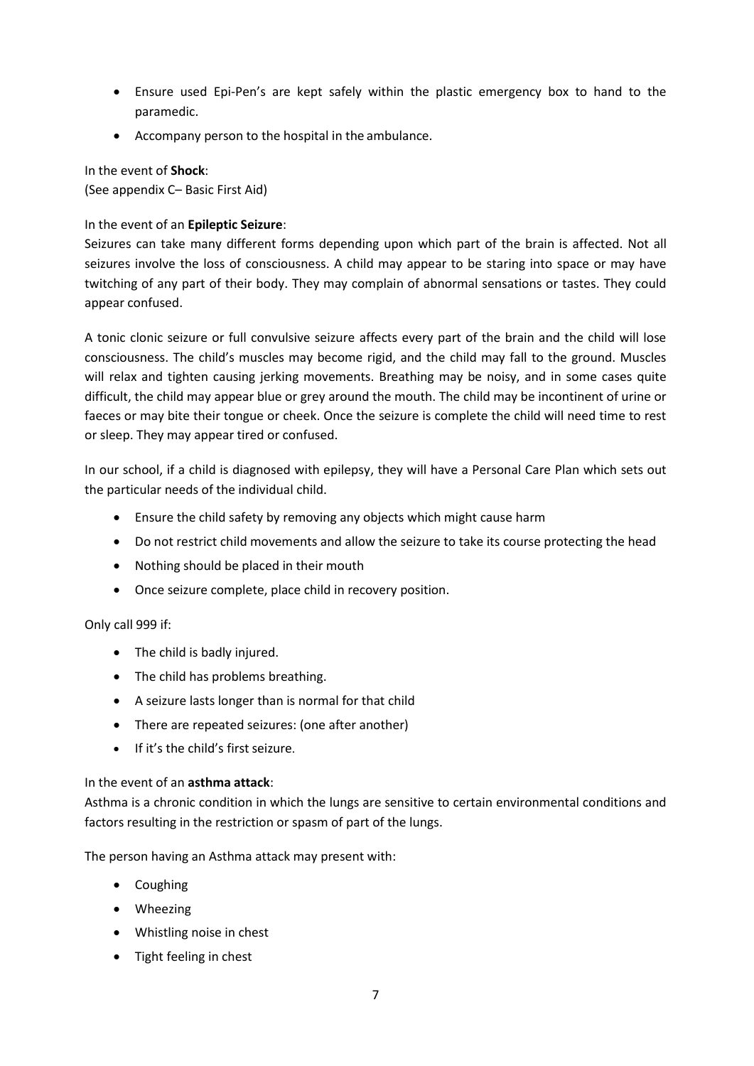- Ensure used Epi-Pen's are kept safely within the plastic emergency box to hand to the paramedic.
- Accompany person to the hospital in the ambulance.

In the event of **Shock**:
(See appendix C– Basic First Aid)

In the event of an **Epileptic Seizure**:
Seizures can take many different forms depending upon which part of the brain is affected. Not all seizures involve the loss of consciousness. A child may appear to be staring into space or may have twitching of any part of their body. They may complain of abnormal sensations or tastes. They could appear confused.

A tonic clonic seizure or full convulsive seizure affects every part of the brain and the child will lose consciousness. The child's muscles may become rigid, and the child may fall to the ground. Muscles will relax and tighten causing jerking movements. Breathing may be noisy, and in some cases quite difficult, the child may appear blue or grey around the mouth. The child may be incontinent of urine or faeces or may bite their tongue or cheek. Once the seizure is complete the child will need time to rest or sleep. They may appear tired or confused.

In our school, if a child is diagnosed with epilepsy, they will have a Personal Care Plan which sets out the particular needs of the individual child.

- Ensure the child safety by removing any objects which might cause harm
- Do not restrict child movements and allow the seizure to take its course protecting the head
- Nothing should be placed in their mouth
- Once seizure complete, place child in recovery position.

Only call 999 if:

- The child is badly injured.
- The child has problems breathing.
- A seizure lasts longer than is normal for that child
- There are repeated seizures: (one after another)
- If it's the child's first seizure.

In the event of an **asthma attack**:
Asthma is a chronic condition in which the lungs are sensitive to certain environmental conditions and factors resulting in the restriction or spasm of part of the lungs.

The person having an Asthma attack may present with:

- Coughing
- Wheezing
- Whistling noise in chest
- Tight feeling in chest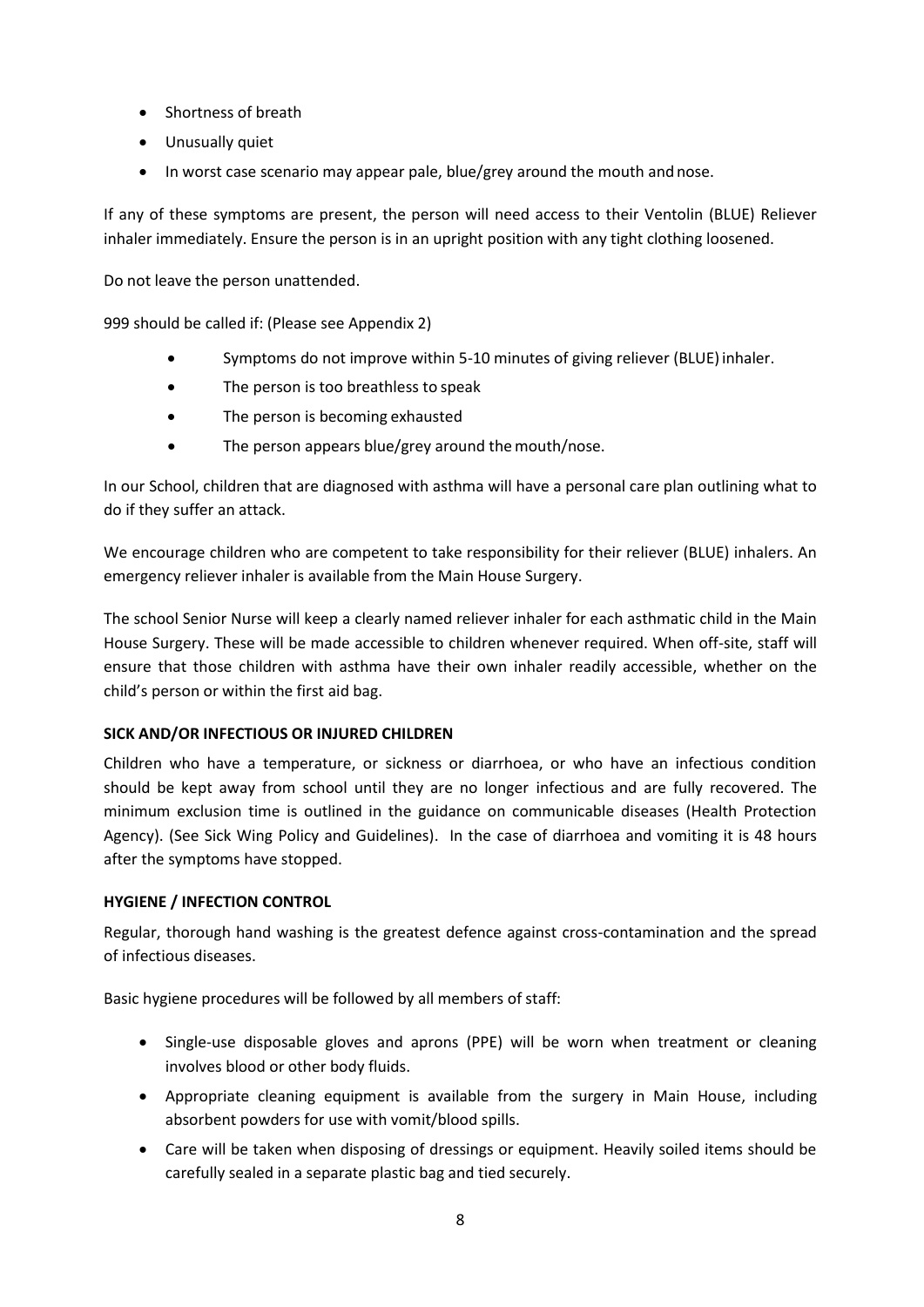- Shortness of breath
- Unusually quiet
- In worst case scenario may appear pale, blue/grey around the mouth and nose.

If any of these symptoms are present, the person will need access to their Ventolin (BLUE) Reliever inhaler immediately. Ensure the person is in an upright position with any tight clothing loosened.

Do not leave the person unattended.

999 should be called if: (Please see Appendix 2)

- Symptoms do not improve within 5-10 minutes of giving reliever (BLUE) inhaler.
- The person is too breathless to speak
- The person is becoming exhausted
- The person appears blue/grey around the mouth/nose.

In our School, children that are diagnosed with asthma will have a personal care plan outlining what to do if they suffer an attack.

We encourage children who are competent to take responsibility for their reliever (BLUE) inhalers. An emergency reliever inhaler is available from the Main House Surgery.

The school Senior Nurse will keep a clearly named reliever inhaler for each asthmatic child in the Main House Surgery. These will be made accessible to children whenever required. When off-site, staff will ensure that those children with asthma have their own inhaler readily accessible, whether on the child's person or within the first aid bag.

**SICK AND/OR INFECTIOUS OR INJURED CHILDREN**

Children who have a temperature, or sickness or diarrhoea, or who have an infectious condition should be kept away from school until they are no longer infectious and are fully recovered. The minimum exclusion time is outlined in the guidance on communicable diseases (Health Protection Agency). (See Sick Wing Policy and Guidelines). In the case of diarrhoea and vomiting it is 48 hours after the symptoms have stopped.

**HYGIENE / INFECTION CONTROL**

Regular, thorough hand washing is the greatest defence against cross-contamination and the spread of infectious diseases.

Basic hygiene procedures will be followed by all members of staff:

- Single-use disposable gloves and aprons (PPE) will be worn when treatment or cleaning involves blood or other body fluids.
- Appropriate cleaning equipment is available from the surgery in Main House, including absorbent powders for use with vomit/blood spills.
- Care will be taken when disposing of dressings or equipment. Heavily soiled items should be carefully sealed in a separate plastic bag and tied securely.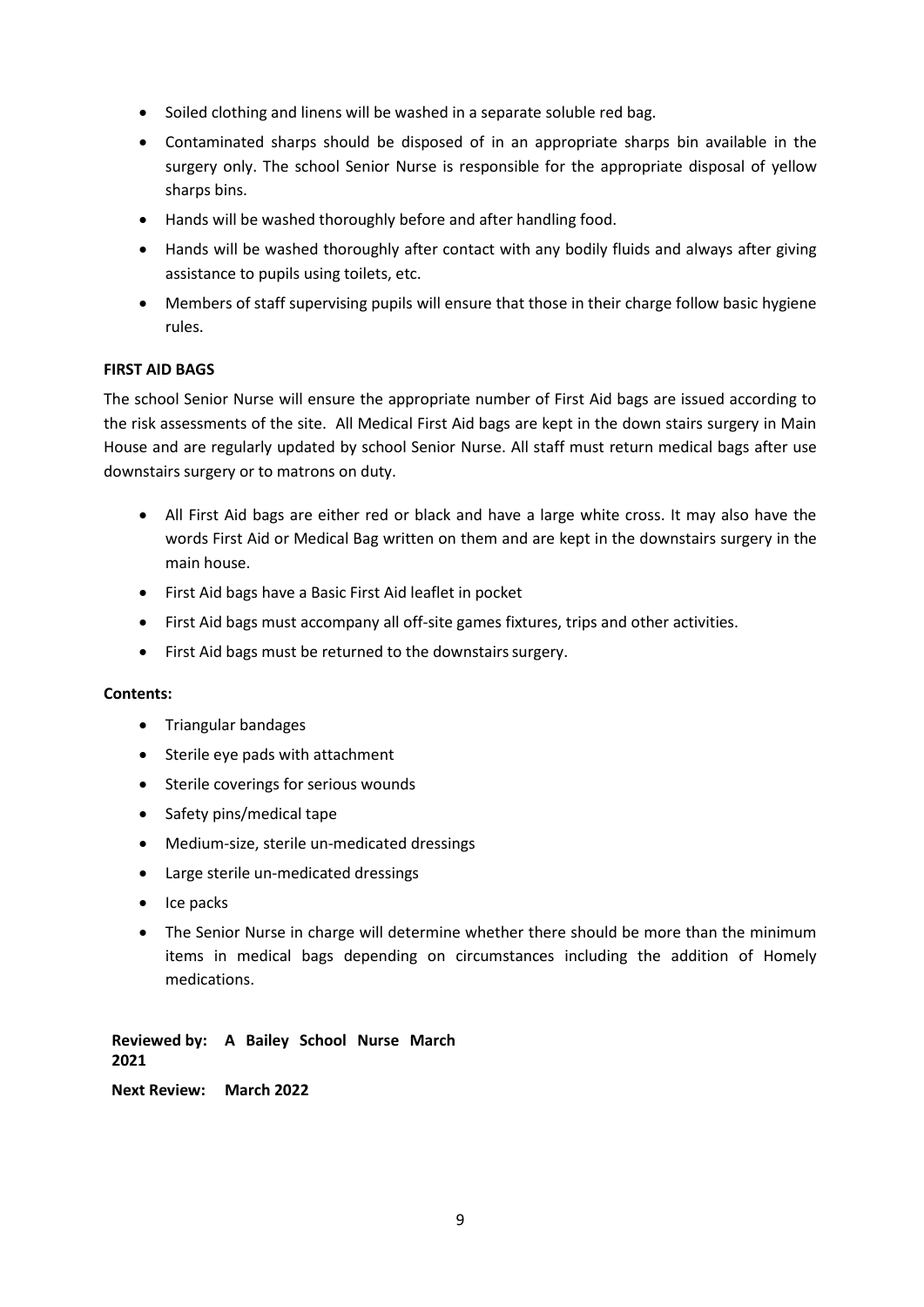- Soiled clothing and linens will be washed in a separate soluble red bag.
- Contaminated sharps should be disposed of in an appropriate sharps bin available in the surgery only. The school Senior Nurse is responsible for the appropriate disposal of yellow sharps bins.
- Hands will be washed thoroughly before and after handling food.
- Hands will be washed thoroughly after contact with any bodily fluids and always after giving assistance to pupils using toilets, etc.
- Members of staff supervising pupils will ensure that those in their charge follow basic hygiene rules.

**FIRST AID BAGS**

The school Senior Nurse will ensure the appropriate number of First Aid bags are issued according to the risk assessments of the site. All Medical First Aid bags are kept in the down stairs surgery in Main House and are regularly updated by school Senior Nurse. All staff must return medical bags after use downstairs surgery or to matrons on duty.

- All First Aid bags are either red or black and have a large white cross. It may also have the words First Aid or Medical Bag written on them and are kept in the downstairs surgery in the main house.
- First Aid bags have a Basic First Aid leaflet in pocket
- First Aid bags must accompany all off-site games fixtures, trips and other activities.
- First Aid bags must be returned to the downstairs surgery.

**Contents:**

- Triangular bandages
- Sterile eye pads with attachment
- Sterile coverings for serious wounds
- Safety pins/medical tape
- Medium-size, sterile un-medicated dressings
- Large sterile un-medicated dressings
- Ice packs
- The Senior Nurse in charge will determine whether there should be more than the minimum items in medical bags depending on circumstances including the addition of Homely medications.

**Reviewed by: A Bailey School Nurse March 2021**

**Next Review: March 2022**